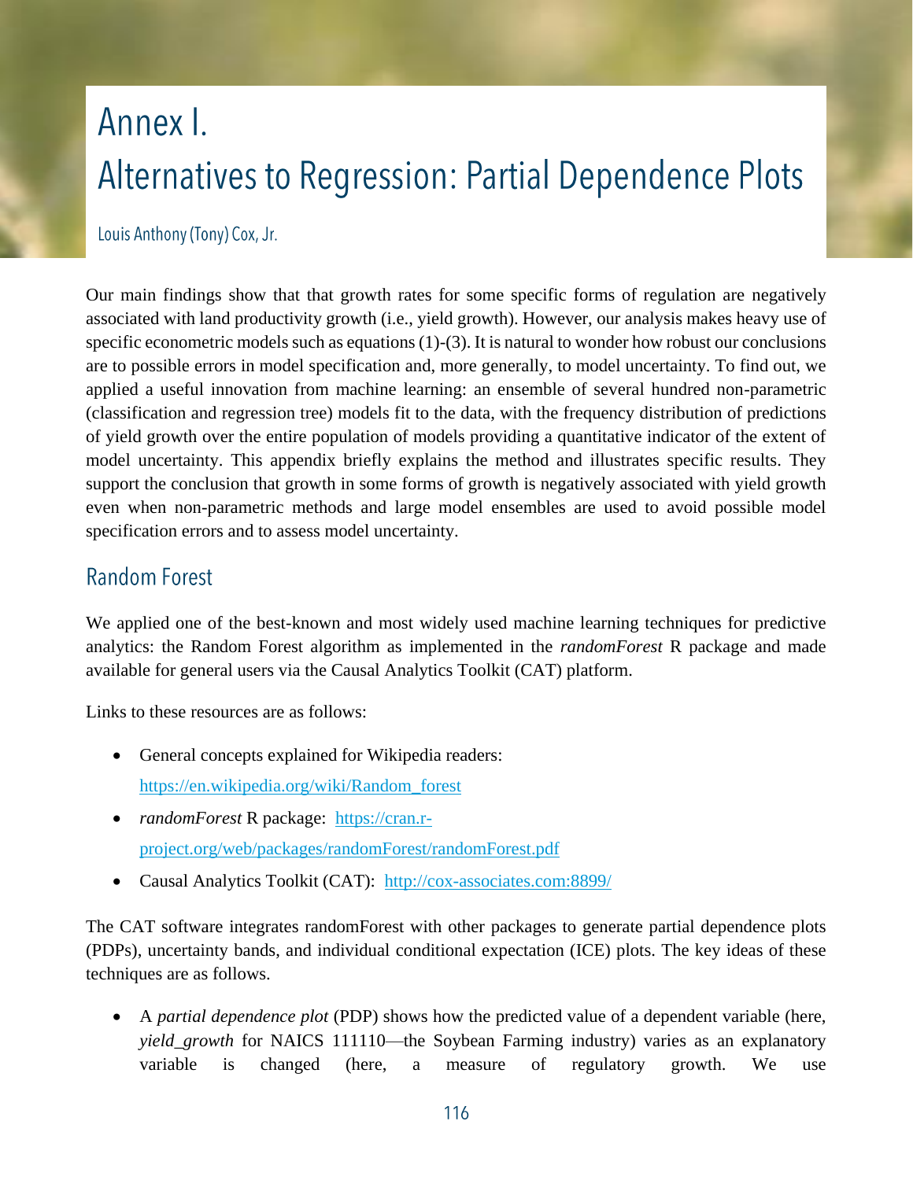# Annex I.
# Alternatives to Regression: Partial Dependence Plots

Louis Anthony (Tony) Cox, Jr.

Our main findings show that that growth rates for some specific forms of regulation are negatively associated with land productivity growth (i.e., yield growth). However, our analysis makes heavy use of specific econometric models such as equations (1)-(3). It is natural to wonder how robust our conclusions are to possible errors in model specification and, more generally, to model uncertainty. To find out, we applied a useful innovation from machine learning: an ensemble of several hundred non-parametric (classification and regression tree) models fit to the data, with the frequency distribution of predictions of yield growth over the entire population of models providing a quantitative indicator of the extent of model uncertainty. This appendix briefly explains the method and illustrates specific results. They support the conclusion that growth in some forms of growth is negatively associated with yield growth even when non-parametric methods and large model ensembles are used to avoid possible model specification errors and to assess model uncertainty.

## Random Forest

We applied one of the best-known and most widely used machine learning techniques for predictive analytics: the Random Forest algorithm as implemented in the *randomForest* R package and made available for general users via the Causal Analytics Toolkit (CAT) platform.

Links to these resources are as follows:

- General concepts explained for Wikipedia readers: https://en.wikipedia.org/wiki/Random_forest
- *randomForest* R package: https://cran.r-project.org/web/packages/randomForest/randomForest.pdf
- Causal Analytics Toolkit (CAT): http://cox-associates.com:8899/

The CAT software integrates randomForest with other packages to generate partial dependence plots (PDPs), uncertainty bands, and individual conditional expectation (ICE) plots. The key ideas of these techniques are as follows.

- A *partial dependence plot* (PDP) shows how the predicted value of a dependent variable (here, *yield_growth* for NAICS 111110—the Soybean Farming industry) varies as an explanatory variable is changed (here, a measure of regulatory growth. We use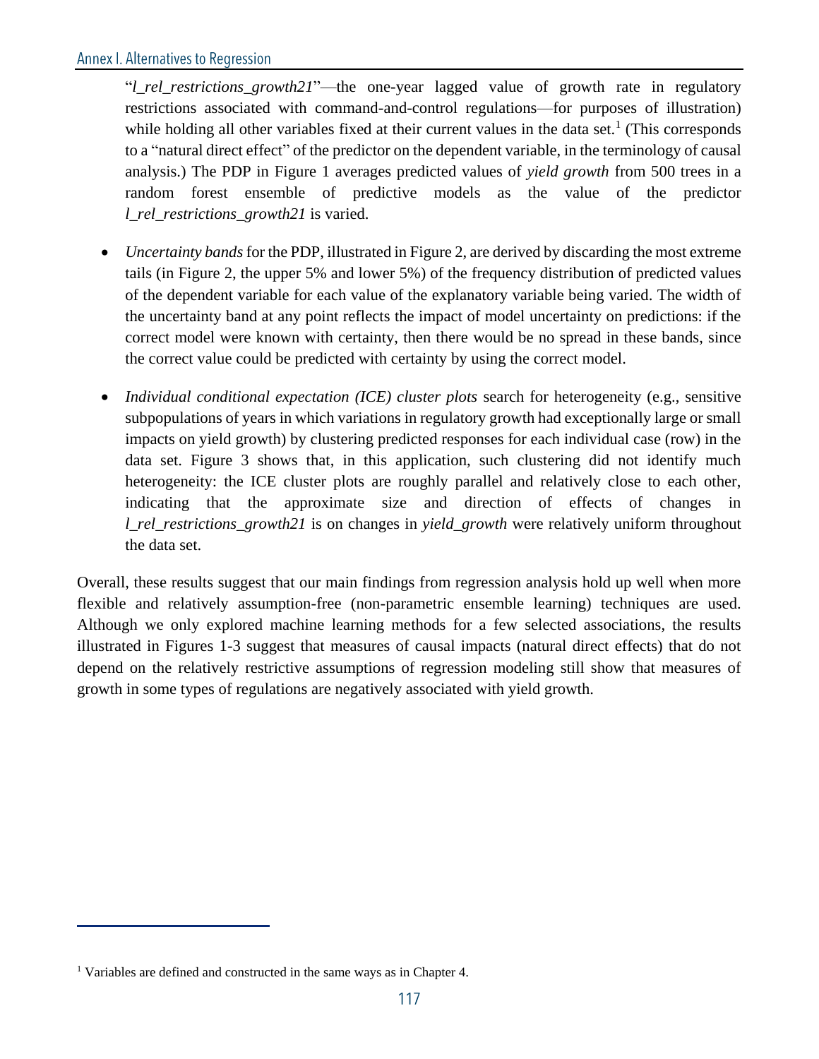"*l_rel_restrictions_growth21*"—the one-year lagged value of growth rate in regulatory restrictions associated with command-and-control regulations—for purposes of illustration) while holding all other variables fixed at their current values in the data set.[1] (This corresponds to a "natural direct effect" of the predictor on the dependent variable, in the terminology of causal analysis.) The PDP in Figure 1 averages predicted values of *yield growth* from 500 trees in a random forest ensemble of predictive models as the value of the predictor *l_rel_restrictions_growth21* is varied.

- *Uncertainty bands* for the PDP, illustrated in Figure 2, are derived by discarding the most extreme tails (in Figure 2, the upper 5% and lower 5%) of the frequency distribution of predicted values of the dependent variable for each value of the explanatory variable being varied. The width of the uncertainty band at any point reflects the impact of model uncertainty on predictions: if the correct model were known with certainty, then there would be no spread in these bands, since the correct value could be predicted with certainty by using the correct model.

- *Individual conditional expectation (ICE) cluster plots* search for heterogeneity (e.g., sensitive subpopulations of years in which variations in regulatory growth had exceptionally large or small impacts on yield growth) by clustering predicted responses for each individual case (row) in the data set. Figure 3 shows that, in this application, such clustering did not identify much heterogeneity: the ICE cluster plots are roughly parallel and relatively close to each other, indicating that the approximate size and direction of effects of changes in *l_rel_restrictions_growth21* is on changes in *yield_growth* were relatively uniform throughout the data set.

Overall, these results suggest that our main findings from regression analysis hold up well when more flexible and relatively assumption-free (non-parametric ensemble learning) techniques are used. Although we only explored machine learning methods for a few selected associations, the results illustrated in Figures 1-3 suggest that measures of causal impacts (natural direct effects) that do not depend on the relatively restrictive assumptions of regression modeling still show that measures of growth in some types of regulations are negatively associated with yield growth.

[1] Variables are defined and constructed in the same ways as in Chapter 4.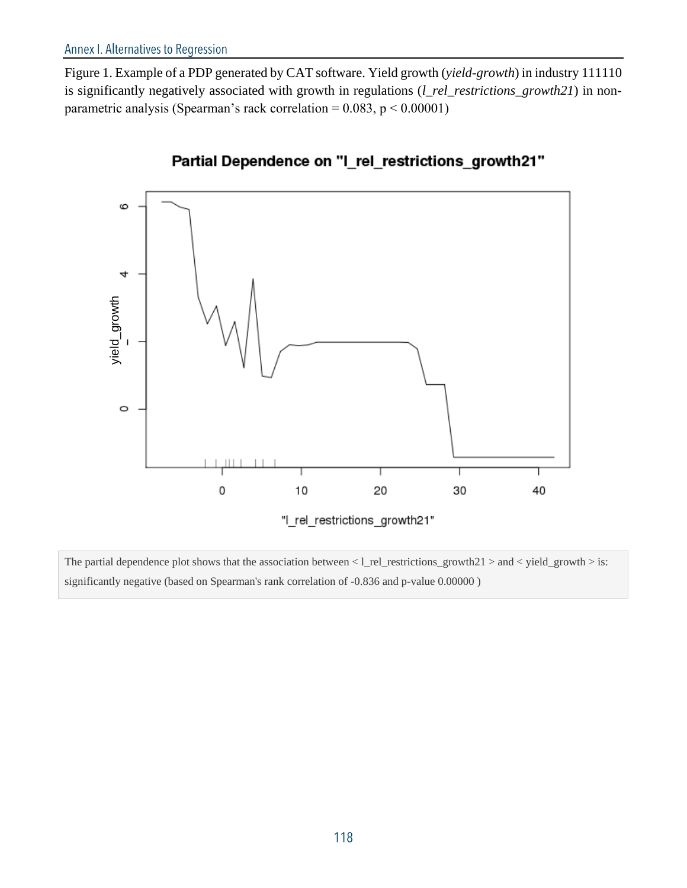Figure 1. Example of a PDP generated by CAT software. Yield growth (*yield-growth*) in industry 111110 is significantly negatively associated with growth in regulations (*l_rel_restrictions_growth21*) in non-parametric analysis (Spearman's rack correlation = 0.083, $p < 0.00001$)

The partial dependence plot shows that the association between < l_rel_restrictions_growth21 > and < yield_growth > is: significantly negative (based on Spearman's rank correlation of -0.836 and p-value 0.00000 )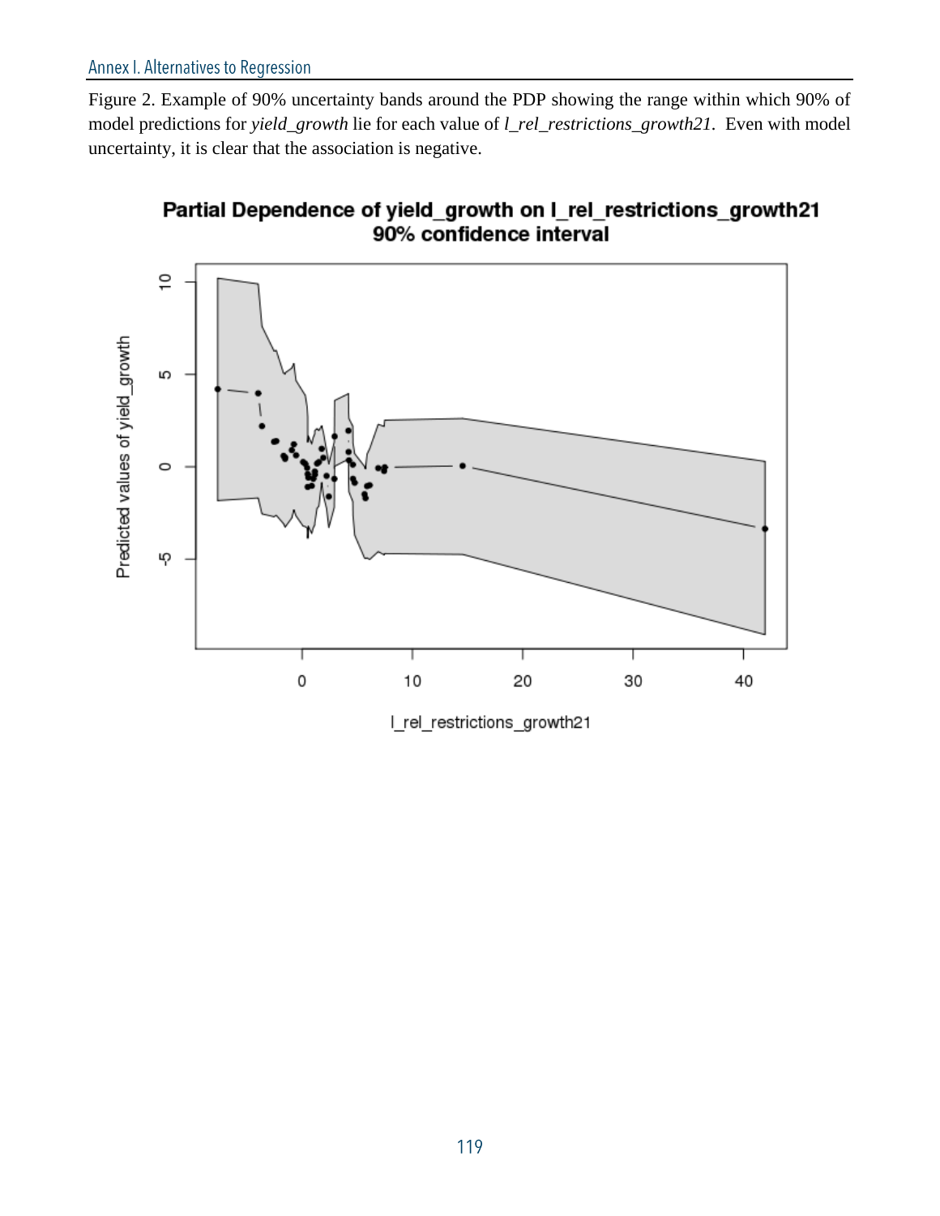Figure 2. Example of 90% uncertainty bands around the PDP showing the range within which 90% of model predictions for *yield_growth* lie for each value of *l_rel_restrictions_growth21*. Even with model uncertainty, it is clear that the association is negative.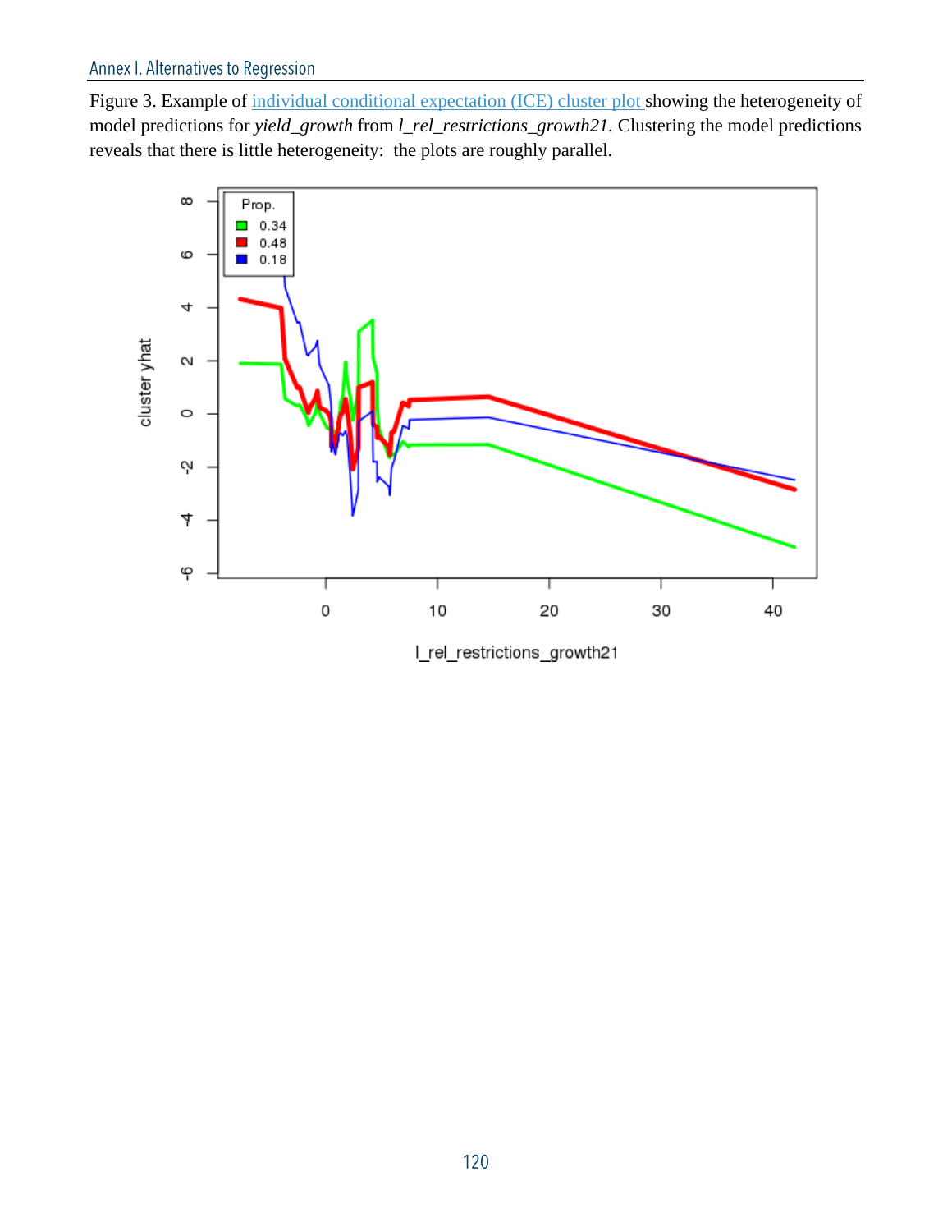Figure 3. Example of [individual conditional expectation (ICE) cluster plot](#) showing the heterogeneity of model predictions for *yield_growth* from *l_rel_restrictions_growth21*. Clustering the model predictions reveals that there is little heterogeneity: the plots are roughly parallel.

Prop.
0.34
0.48
0.18

cluster yhat

8
6
4
2
0
-2
-4
-6

0
10
20
30
40

l_rel_restrictions_growth21